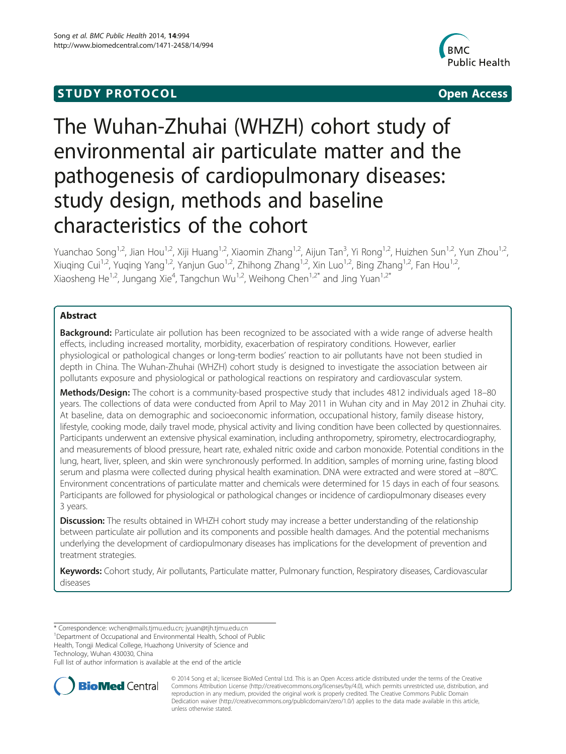STUDY PROTOCOL **Open Access**

# The Wuhan-Zhuhai (WHZH) cohort study of environmental air particulate matter and the pathogenesis of cardiopulmonary diseases: study design, methods and baseline characteristics of the cohort

Yuanchao Song[1,2], Jian Hou[1,2], Xiji Huang[1,2], Xiaomin Zhang[1,2], Aijun Tan[3], Yi Rong[1,2], Huizhen Sun[1,2], Yun Zhou[1,2], Xiuqing Cui[1,2], Yuqing Yang[1,2], Yanjun Guo[1,2], Zhihong Zhang[1,2], Xin Luo[1,2], Bing Zhang[1,2], Fan Hou[1,2], Xiaosheng He[1,2], Jungang Xie[4], Tangchun Wu[1,2], Weihong Chen[1,2*] and Jing Yuan[1,2*]

## Abstract

**Background:** Particulate air pollution has been recognized to be associated with a wide range of adverse health effects, including increased mortality, morbidity, exacerbation of respiratory conditions. However, earlier physiological or pathological changes or long-term bodies' reaction to air pollutants have not been studied in depth in China. The Wuhan-Zhuhai (WHZH) cohort study is designed to investigate the association between air pollutants exposure and physiological or pathological reactions on respiratory and cardiovascular system.

**Methods/Design:** The cohort is a community-based prospective study that includes 4812 individuals aged 18–80 years. The collections of data were conducted from April to May 2011 in Wuhan city and in May 2012 in Zhuhai city. At baseline, data on demographic and socioeconomic information, occupational history, family disease history, lifestyle, cooking mode, daily travel mode, physical activity and living condition have been collected by questionnaires. Participants underwent an extensive physical examination, including anthropometry, spirometry, electrocardiography, and measurements of blood pressure, heart rate, exhaled nitric oxide and carbon monoxide. Potential conditions in the lung, heart, liver, spleen, and skin were synchronously performed. In addition, samples of morning urine, fasting blood serum and plasma were collected during physical health examination. DNA were extracted and were stored at −80°C. Environment concentrations of particulate matter and chemicals were determined for 15 days in each of four seasons. Participants are followed for physiological or pathological changes or incidence of cardiopulmonary diseases every 3 years.

**Discussion:** The results obtained in WHZH cohort study may increase a better understanding of the relationship between particulate air pollution and its components and possible health damages. And the potential mechanisms underlying the development of cardiopulmonary diseases has implications for the development of prevention and treatment strategies.

**Keywords:** Cohort study, Air pollutants, Particulate matter, Pulmonary function, Respiratory diseases, Cardiovascular diseases

\* Correspondence: wchen@mails.tjmu.edu.cn; jyuan@tjh.tjmu.edu.cn
[1]Department of Occupational and Environmental Health, School of Public Health, Tongji Medical College, Huazhong University of Science and Technology, Wuhan 430030, China
Full list of author information is available at the end of the article

© 2014 Song et al.; licensee BioMed Central Ltd. This is an Open Access article distributed under the terms of the Creative Commons Attribution License (http://creativecommons.org/licenses/by/4.0), which permits unrestricted use, distribution, and reproduction in any medium, provided the original work is properly credited. The Creative Commons Public Domain Dedication waiver (http://creativecommons.org/publicdomain/zero/1.0/) applies to the data made available in this article, unless otherwise stated.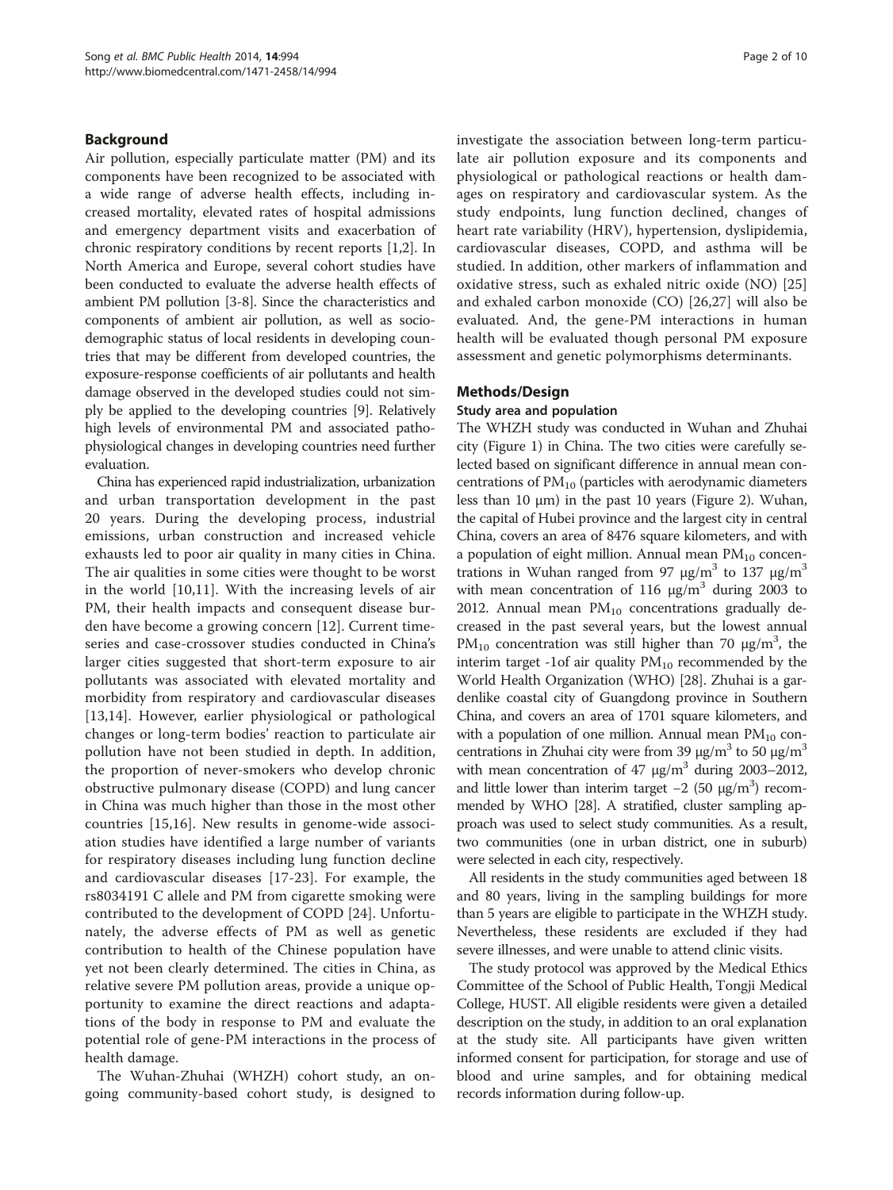## Background

Air pollution, especially particulate matter (PM) and its components have been recognized to be associated with a wide range of adverse health effects, including increased mortality, elevated rates of hospital admissions and emergency department visits and exacerbation of chronic respiratory conditions by recent reports [1,2]. In North America and Europe, several cohort studies have been conducted to evaluate the adverse health effects of ambient PM pollution [3-8]. Since the characteristics and components of ambient air pollution, as well as sociodemographic status of local residents in developing countries that may be different from developed countries, the exposure-response coefficients of air pollutants and health damage observed in the developed studies could not simply be applied to the developing countries [9]. Relatively high levels of environmental PM and associated pathophysiological changes in developing countries need further evaluation.

China has experienced rapid industrialization, urbanization and urban transportation development in the past 20 years. During the developing process, industrial emissions, urban construction and increased vehicle exhausts led to poor air quality in many cities in China. The air qualities in some cities were thought to be worst in the world [10,11]. With the increasing levels of air PM, their health impacts and consequent disease burden have become a growing concern [12]. Current time-series and case-crossover studies conducted in China's larger cities suggested that short-term exposure to air pollutants was associated with elevated mortality and morbidity from respiratory and cardiovascular diseases [13,14]. However, earlier physiological or pathological changes or long-term bodies' reaction to particulate air pollution have not been studied in depth. In addition, the proportion of never-smokers who develop chronic obstructive pulmonary disease (COPD) and lung cancer in China was much higher than those in the most other countries [15,16]. New results in genome-wide association studies have identified a large number of variants for respiratory diseases including lung function decline and cardiovascular diseases [17-23]. For example, the rs8034191 C allele and PM from cigarette smoking were contributed to the development of COPD [24]. Unfortunately, the adverse effects of PM as well as genetic contribution to health of the Chinese population have yet not been clearly determined. The cities in China, as relative severe PM pollution areas, provide a unique opportunity to examine the direct reactions and adaptations of the body in response to PM and evaluate the potential role of gene-PM interactions in the process of health damage.

The Wuhan-Zhuhai (WHZH) cohort study, an ongoing community-based cohort study, is designed to investigate the association between long-term particulate air pollution exposure and its components and physiological or pathological reactions or health damages on respiratory and cardiovascular system. As the study endpoints, lung function declined, changes of heart rate variability (HRV), hypertension, dyslipidemia, cardiovascular diseases, COPD, and asthma will be studied. In addition, other markers of inflammation and oxidative stress, such as exhaled nitric oxide (NO) [25] and exhaled carbon monoxide (CO) [26,27] will also be evaluated. And, the gene-PM interactions in human health will be evaluated though personal PM exposure assessment and genetic polymorphisms determinants.

## Methods/Design

### Study area and population

The WHZH study was conducted in Wuhan and Zhuhai city (Figure 1) in China. The two cities were carefully selected based on significant difference in annual mean concentrations of $PM_{10}$ (particles with aerodynamic diameters less than 10 μm) in the past 10 years (Figure 2). Wuhan, the capital of Hubei province and the largest city in central China, covers an area of 8476 square kilometers, and with a population of eight million. Annual mean $PM_{10}$ concentrations in Wuhan ranged from 97 $\mu g/m^3$ to 137 $\mu g/m^3$ with mean concentration of 116 $\mu g/m^3$ during 2003 to 2012. Annual mean $PM_{10}$ concentrations gradually decreased in the past several years, but the lowest annual $PM_{10}$ concentration was still higher than 70 $\mu g/m^3$, the interim target -1of air quality $PM_{10}$ recommended by the World Health Organization (WHO) [28]. Zhuhai is a gardenlike coastal city of Guangdong province in Southern China, and covers an area of 1701 square kilometers, and with a population of one million. Annual mean $PM_{10}$ concentrations in Zhuhai city were from 39 $\mu g/m^3$ to 50 $\mu g/m^3$ with mean concentration of 47 $\mu g/m^3$ during 2003–2012, and little lower than interim target –2 (50 $\mu g/m^3$) recommended by WHO [28]. A stratified, cluster sampling approach was used to select study communities. As a result, two communities (one in urban district, one in suburb) were selected in each city, respectively.

All residents in the study communities aged between 18 and 80 years, living in the sampling buildings for more than 5 years are eligible to participate in the WHZH study. Nevertheless, these residents are excluded if they had severe illnesses, and were unable to attend clinic visits.

The study protocol was approved by the Medical Ethics Committee of the School of Public Health, Tongji Medical College, HUST. All eligible residents were given a detailed description on the study, in addition to an oral explanation at the study site. All participants have given written informed consent for participation, for storage and use of blood and urine samples, and for obtaining medical records information during follow-up.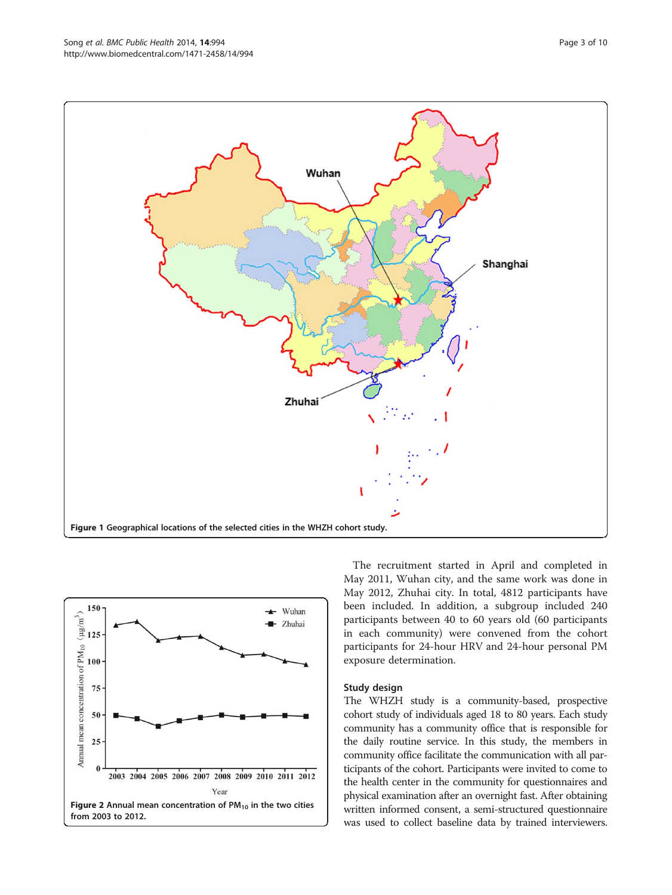Figure 1 Geographical locations of the selected cities in the WHZH cohort study.

Figure 2 Annual mean concentration of $PM_{10}$ in the two cities from 2003 to 2012.

The recruitment started in April and completed in May 2011, Wuhan city, and the same work was done in May 2012, Zhuhai city. In total, 4812 participants have been included. In addition, a subgroup included 240 participants between 40 to 60 years old (60 participants in each community) were convened from the cohort participants for 24-hour HRV and 24-hour personal PM exposure determination.

## Study design

The WHZH study is a community-based, prospective cohort study of individuals aged 18 to 80 years. Each study community has a community office that is responsible for the daily routine service. In this study, the members in community office facilitate the communication with all participants of the cohort. Participants were invited to come to the health center in the community for questionnaires and physical examination after an overnight fast. After obtaining written informed consent, a semi-structured questionnaire was used to collect baseline data by trained interviewers.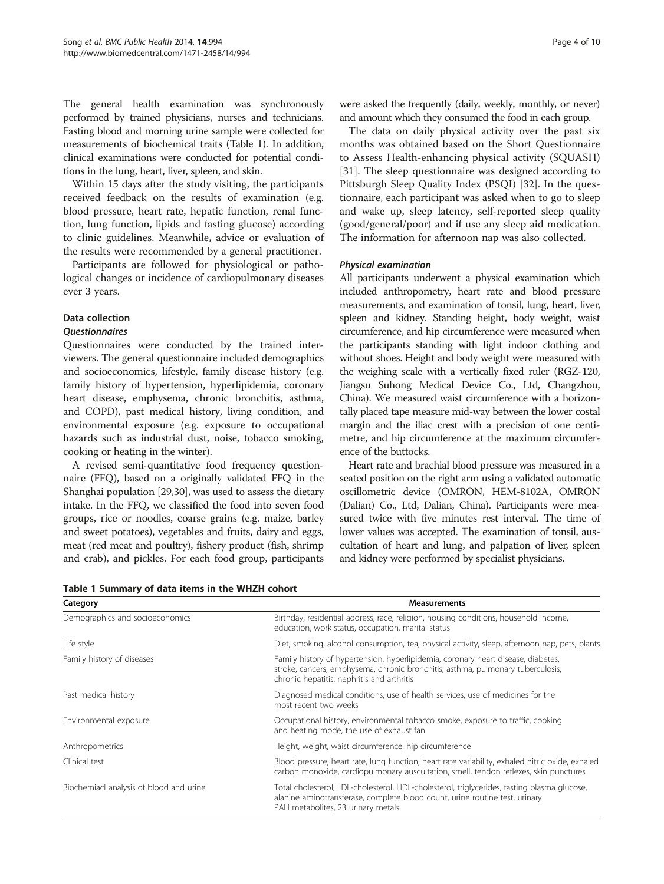The general health examination was synchronously performed by trained physicians, nurses and technicians. Fasting blood and morning urine sample were collected for measurements of biochemical traits (Table 1). In addition, clinical examinations were conducted for potential conditions in the lung, heart, liver, spleen, and skin.

Within 15 days after the study visiting, the participants received feedback on the results of examination (e.g. blood pressure, heart rate, hepatic function, renal function, lung function, lipids and fasting glucose) according to clinic guidelines. Meanwhile, advice or evaluation of the results were recommended by a general practitioner.

Participants are followed for physiological or pathological changes or incidence of cardiopulmonary diseases ever 3 years.

### Data collection

#### *Questionnaires*

Questionnaires were conducted by the trained interviewers. The general questionnaire included demographics and socioeconomics, lifestyle, family disease history (e.g. family history of hypertension, hyperlipidemia, coronary heart disease, emphysema, chronic bronchitis, asthma, and COPD), past medical history, living condition, and environmental exposure (e.g. exposure to occupational hazards such as industrial dust, noise, tobacco smoking, cooking or heating in the winter).

A revised semi-quantitative food frequency questionnaire (FFQ), based on a originally validated FFQ in the Shanghai population [29,30], was used to assess the dietary intake. In the FFQ, we classified the food into seven food groups, rice or noodles, coarse grains (e.g. maize, barley and sweet potatoes), vegetables and fruits, dairy and eggs, meat (red meat and poultry), fishery product (fish, shrimp and crab), and pickles. For each food group, participants were asked the frequently (daily, weekly, monthly, or never) and amount which they consumed the food in each group.

The data on daily physical activity over the past six months was obtained based on the Short Questionnaire to Assess Health-enhancing physical activity (SQUASH) [31]. The sleep questionnaire was designed according to Pittsburgh Sleep Quality Index (PSQI) [32]. In the questionnaire, each participant was asked when to go to sleep and wake up, sleep latency, self-reported sleep quality (good/general/poor) and if use any sleep aid medication. The information for afternoon nap was also collected.

#### *Physical examination*

All participants underwent a physical examination which included anthropometry, heart rate and blood pressure measurements, and examination of tonsil, lung, heart, liver, spleen and kidney. Standing height, body weight, waist circumference, and hip circumference were measured when the participants standing with light indoor clothing and without shoes. Height and body weight were measured with the weighing scale with a vertically fixed ruler (RGZ-120, Jiangsu Suhong Medical Device Co., Ltd, Changzhou, China). We measured waist circumference with a horizontally placed tape measure mid-way between the lower costal margin and the iliac crest with a precision of one centimetre, and hip circumference at the maximum circumference of the buttocks.

Heart rate and brachial blood pressure was measured in a seated position on the right arm using a validated automatic oscillometric device (OMRON, HEM-8102A, OMRON (Dalian) Co., Ltd, Dalian, China). Participants were measured twice with five minutes rest interval. The time of lower values was accepted. The examination of tonsil, auscultation of heart and lung, and palpation of liver, spleen and kidney were performed by specialist physicians.

**Table 1 Summary of data items in the WHZH cohort**

| Category | Measurements |
|---|---|
| Demographics and socioeconomics | Birthday, residential address, race, religion, housing conditions, household income, education, work status, occupation, marital status |
| Life style | Diet, smoking, alcohol consumption, tea, physical activity, sleep, afternoon nap, pets, plants |
| Family history of diseases | Family history of hypertension, hyperlipidemia, coronary heart disease, diabetes, stroke, cancers, emphysema, chronic bronchitis, asthma, pulmonary tuberculosis, chronic hepatitis, nephritis and arthritis |
| Past medical history | Diagnosed medical conditions, use of health services, use of medicines for the most recent two weeks |
| Environmental exposure | Occupational history, environmental tobacco smoke, exposure to traffic, cooking and heating mode, the use of exhaust fan |
| Anthropometrics | Height, weight, waist circumference, hip circumference |
| Clinical test | Blood pressure, heart rate, lung function, heart rate variability, exhaled nitric oxide, exhaled carbon monoxide, cardiopulmonary auscultation, smell, tendon reflexes, skin punctures |
| Biochemiacl analysis of blood and urine | Total cholesterol, LDL-cholesterol, HDL-cholesterol, triglycerides, fasting plasma glucose, alanine aminotransferase, complete blood count, urine routine test, urinary PAH metabolites, 23 urinary metals |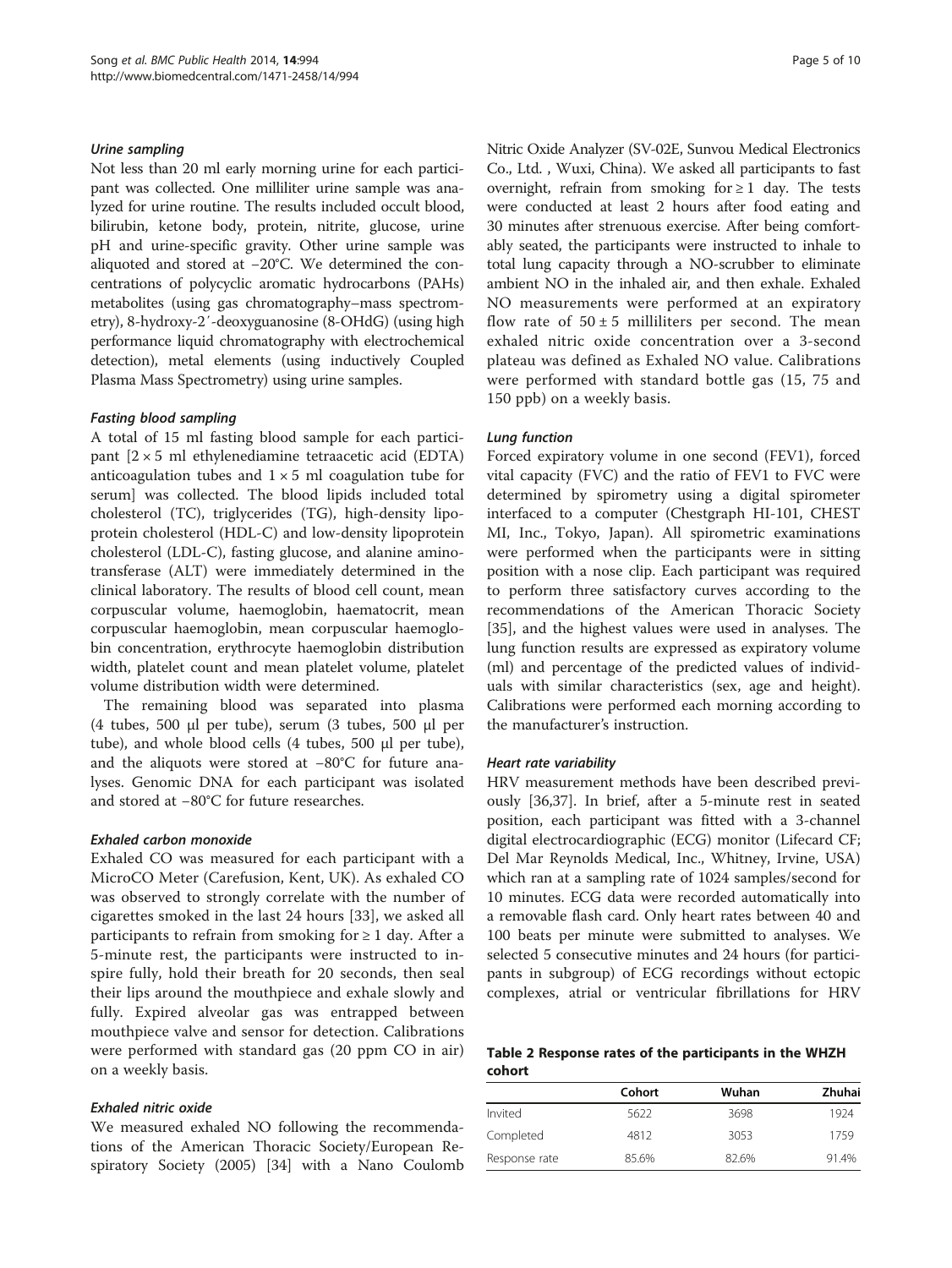#### *Urine sampling*

Not less than 20 ml early morning urine for each participant was collected. One milliliter urine sample was analyzed for urine routine. The results included occult blood, bilirubin, ketone body, protein, nitrite, glucose, urine pH and urine-specific gravity. Other urine sample was aliquoted and stored at −20°C. We determined the concentrations of polycyclic aromatic hydrocarbons (PAHs) metabolites (using gas chromatography–mass spectrometry), 8-hydroxy-2′-deoxyguanosine (8-OHdG) (using high performance liquid chromatography with electrochemical detection), metal elements (using inductively Coupled Plasma Mass Spectrometry) using urine samples.

#### *Fasting blood sampling*

A total of 15 ml fasting blood sample for each participant [$2 \times 5$ ml ethylenediamine tetraacetic acid (EDTA) anticoagulation tubes and $1 \times 5$ ml coagulation tube for serum] was collected. The blood lipids included total cholesterol (TC), triglycerides (TG), high-density lipoprotein cholesterol (HDL-C) and low-density lipoprotein cholesterol (LDL-C), fasting glucose, and alanine aminotransferase (ALT) were immediately determined in the clinical laboratory. The results of blood cell count, mean corpuscular volume, haemoglobin, haematocrit, mean corpuscular haemoglobin, mean corpuscular haemoglobin concentration, erythrocyte haemoglobin distribution width, platelet count and mean platelet volume, platelet volume distribution width were determined.

The remaining blood was separated into plasma (4 tubes, 500 μl per tube), serum (3 tubes, 500 μl per tube), and whole blood cells (4 tubes, 500 μl per tube), and the aliquots were stored at −80°C for future analyses. Genomic DNA for each participant was isolated and stored at −80°C for future researches.

#### *Exhaled carbon monoxide*

Exhaled CO was measured for each participant with a MicroCO Meter (Carefusion, Kent, UK). As exhaled CO was observed to strongly correlate with the number of cigarettes smoked in the last 24 hours [33], we asked all participants to refrain from smoking for ≥ 1 day. After a 5-minute rest, the participants were instructed to inspire fully, hold their breath for 20 seconds, then seal their lips around the mouthpiece and exhale slowly and fully. Expired alveolar gas was entrapped between mouthpiece valve and sensor for detection. Calibrations were performed with standard gas (20 ppm CO in air) on a weekly basis.

#### *Exhaled nitric oxide*

We measured exhaled NO following the recommendations of the American Thoracic Society/European Respiratory Society (2005) [34] with a Nano Coulomb Nitric Oxide Analyzer (SV-02E, Sunvou Medical Electronics Co., Ltd. , Wuxi, China). We asked all participants to fast overnight, refrain from smoking for ≥ 1 day. The tests were conducted at least 2 hours after food eating and 30 minutes after strenuous exercise. After being comfortably seated, the participants were instructed to inhale to total lung capacity through a NO-scrubber to eliminate ambient NO in the inhaled air, and then exhale. Exhaled NO measurements were performed at an expiratory flow rate of $50 \pm 5$ milliliters per second. The mean exhaled nitric oxide concentration over a 3-second plateau was defined as Exhaled NO value. Calibrations were performed with standard bottle gas (15, 75 and 150 ppb) on a weekly basis.

#### *Lung function*

Forced expiratory volume in one second (FEV1), forced vital capacity (FVC) and the ratio of FEV1 to FVC were determined by spirometry using a digital spirometer interfaced to a computer (Chestgraph HI-101, CHEST MI, Inc., Tokyo, Japan). All spirometric examinations were performed when the participants were in sitting position with a nose clip. Each participant was required to perform three satisfactory curves according to the recommendations of the American Thoracic Society [35], and the highest values were used in analyses. The lung function results are expressed as expiratory volume (ml) and percentage of the predicted values of individuals with similar characteristics (sex, age and height). Calibrations were performed each morning according to the manufacturer's instruction.

#### *Heart rate variability*

HRV measurement methods have been described previously [36,37]. In brief, after a 5-minute rest in seated position, each participant was fitted with a 3-channel digital electrocardiographic (ECG) monitor (Lifecard CF; Del Mar Reynolds Medical, Inc., Whitney, Irvine, USA) which ran at a sampling rate of 1024 samples/second for 10 minutes. ECG data were recorded automatically into a removable flash card. Only heart rates between 40 and 100 beats per minute were submitted to analyses. We selected 5 consecutive minutes and 24 hours (for participants in subgroup) of ECG recordings without ectopic complexes, atrial or ventricular fibrillations for HRV

**Table 2 Response rates of the participants in the WHZH cohort**

| | Cohort | Wuhan | Zhuhai |
|---|---|---|---|
| Invited | 5622 | 3698 | 1924 |
| Completed | 4812 | 3053 | 1759 |
| Response rate | 85.6% | 82.6% | 91.4% |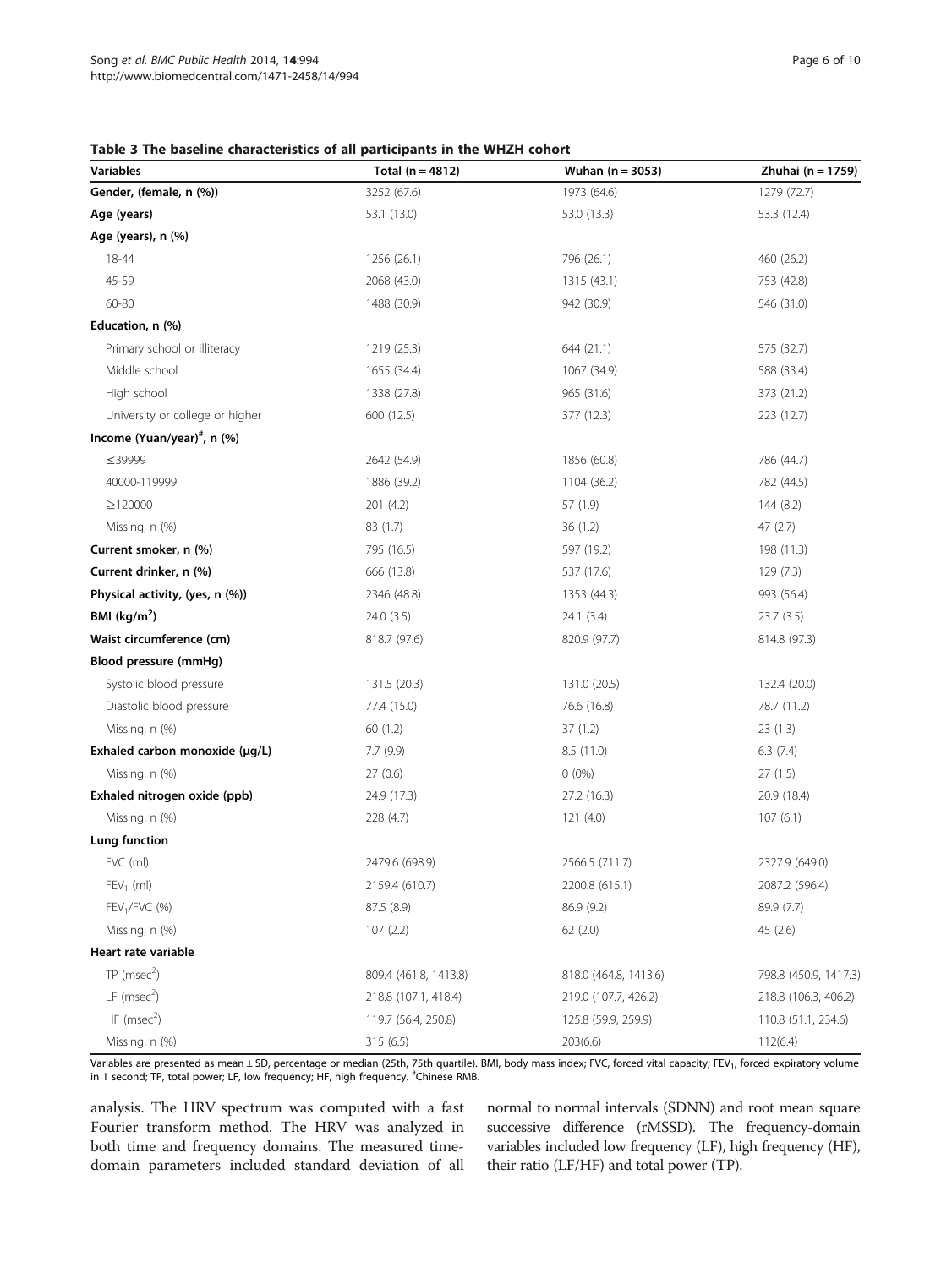**Table 3 The baseline characteristics of all participants in the WHZH cohort**

| Variables | Total (n = 4812) | Wuhan (n = 3053) | Zhuhai (n = 1759) |
|---|---|---|---|
| **Gender, (female, n (%))** | 3252 (67.6) | 1973 (64.6) | 1279 (72.7) |
| **Age (years)** | 53.1 (13.0) | 53.0 (13.3) | 53.3 (12.4) |
| **Age (years), n (%)** | | | |
| 18-44 | 1256 (26.1) | 796 (26.1) | 460 (26.2) |
| 45-59 | 2068 (43.0) | 1315 (43.1) | 753 (42.8) |
| 60-80 | 1488 (30.9) | 942 (30.9) | 546 (31.0) |
| **Education, n (%)** | | | |
| Primary school or illiteracy | 1219 (25.3) | 644 (21.1) | 575 (32.7) |
| Middle school | 1655 (34.4) | 1067 (34.9) | 588 (33.4) |
| High school | 1338 (27.8) | 965 (31.6) | 373 (21.2) |
| University or college or higher | 600 (12.5) | 377 (12.3) | 223 (12.7) |
| **Income (Yuan/year)[#], n (%)** | | | |
| ≤39999 | 2642 (54.9) | 1856 (60.8) | 786 (44.7) |
| 40000-119999 | 1886 (39.2) | 1104 (36.2) | 782 (44.5) |
| ≥120000 | 201 (4.2) | 57 (1.9) | 144 (8.2) |
| Missing, n (%) | 83 (1.7) | 36 (1.2) | 47 (2.7) |
| **Current smoker, n (%)** | 795 (16.5) | 597 (19.2) | 198 (11.3) |
| **Current drinker, n (%)** | 666 (13.8) | 537 (17.6) | 129 (7.3) |
| **Physical activity, (yes, n (%))** | 2346 (48.8) | 1353 (44.3) | 993 (56.4) |
| **BMI ($kg/m^2$)** | 24.0 (3.5) | 24.1 (3.4) | 23.7 (3.5) |
| **Waist circumference (cm)** | 818.7 (97.6) | 820.9 (97.7) | 814.8 (97.3) |
| **Blood pressure (mmHg)** | | | |
| Systolic blood pressure | 131.5 (20.3) | 131.0 (20.5) | 132.4 (20.0) |
| Diastolic blood pressure | 77.4 (15.0) | 76.6 (16.8) | 78.7 (11.2) |
| Missing, n (%) | 60 (1.2) | 37 (1.2) | 23 (1.3) |
| **Exhaled carbon monoxide (μg/L)** | 7.7 (9.9) | 8.5 (11.0) | 6.3 (7.4) |
| Missing, n (%) | 27 (0.6) | 0 (0%) | 27 (1.5) |
| **Exhaled nitrogen oxide (ppb)** | 24.9 (17.3) | 27.2 (16.3) | 20.9 (18.4) |
| Missing, n (%) | 228 (4.7) | 121 (4.0) | 107 (6.1) |
| **Lung function** | | | |
| FVC (ml) | 2479.6 (698.9) | 2566.5 (711.7) | 2327.9 (649.0) |
| $FEV_1$ (ml) | 2159.4 (610.7) | 2200.8 (615.1) | 2087.2 (596.4) |
| $FEV_1$/FVC (%) | 87.5 (8.9) | 86.9 (9.2) | 89.9 (7.7) |
| Missing, n (%) | 107 (2.2) | 62 (2.0) | 45 (2.6) |
| **Heart rate variable** | | | |
| TP ($msec^2$) | 809.4 (461.8, 1413.8) | 818.0 (464.8, 1413.6) | 798.8 (450.9, 1417.3) |
| LF ($msec^2$) | 218.8 (107.1, 418.4) | 219.0 (107.7, 426.2) | 218.8 (106.3, 406.2) |
| HF ($msec^2$) | 119.7 (56.4, 250.8) | 125.8 (59.9, 259.9) | 110.8 (51.1, 234.6) |
| Missing, n (%) | 315 (6.5) | 203(6.6) | 112(6.4) |

Variables are presented as mean ± SD, percentage or median (25th, 75th quartile). BMI, body mass index; FVC, forced vital capacity; $FEV_1$, forced expiratory volume in 1 second; TP, total power; LF, low frequency; HF, high frequency. [#]Chinese RMB.

analysis. The HRV spectrum was computed with a fast Fourier transform method. The HRV was analyzed in both time and frequency domains. The measured time-domain parameters included standard deviation of all normal to normal intervals (SDNN) and root mean square successive difference (rMSSD). The frequency-domain variables included low frequency (LF), high frequency (HF), their ratio (LF/HF) and total power (TP).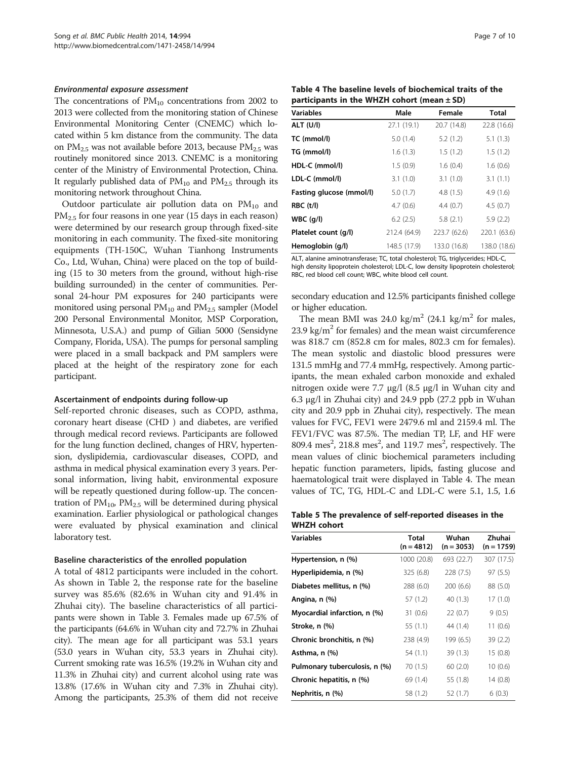#### *Environmental exposure assessment*

The concentrations of $PM_{10}$ concentrations from 2002 to 2013 were collected from the monitoring station of Chinese Environmental Monitoring Center (CNEMC) which located within 5 km distance from the community. The data on $PM_{2.5}$ was not available before 2013, because $PM_{2.5}$ was routinely monitored since 2013. CNEMC is a monitoring center of the Ministry of Environmental Protection, China. It regularly published data of $PM_{10}$ and $PM_{2.5}$ through its monitoring network throughout China.

Outdoor particulate air pollution data on $PM_{10}$ and $PM_{2.5}$ for four reasons in one year (15 days in each reason) were determined by our research group through fixed-site monitoring in each community. The fixed-site monitoring equipments (TH-150C, Wuhan Tianhong Instruments Co., Ltd, Wuhan, China) were placed on the top of building (15 to 30 meters from the ground, without high-rise building surrounded) in the center of communities. Personal 24-hour PM exposures for 240 participants were monitored using personal $PM_{10}$ and $PM_{2.5}$ sampler (Model 200 Personal Environmental Monitor, MSP Corporation, Minnesota, U.S.A.) and pump of Gilian 5000 (Sensidyne Company, Florida, USA). The pumps for personal sampling were placed in a small backpack and PM samplers were placed at the height of the respiratory zone for each participant.

#### Ascertainment of endpoints during follow-up

Self-reported chronic diseases, such as COPD, asthma, coronary heart disease (CHD ) and diabetes, are verified through medical record reviews. Participants are followed for the lung function declined, changes of HRV, hypertension, dyslipidemia, cardiovascular diseases, COPD, and asthma in medical physical examination every 3 years. Personal information, living habit, environmental exposure will be repeatly questioned during follow-up. The concentration of $PM_{10}$, $PM_{2.5}$ will be determined during physical examination. Earlier physiological or pathological changes were evaluated by physical examination and clinical laboratory test.

#### Baseline characteristics of the enrolled population

A total of 4812 participants were included in the cohort. As shown in Table 2, the response rate for the baseline survey was 85.6% (82.6% in Wuhan city and 91.4% in Zhuhai city). The baseline characteristics of all participants were shown in Table 3. Females made up 67.5% of the participants (64.6% in Wuhan city and 72.7% in Zhuhai city). The mean age for all participant was 53.1 years (53.0 years in Wuhan city, 53.3 years in Zhuhai city). Current smoking rate was 16.5% (19.2% in Wuhan city and 11.3% in Zhuhai city) and current alcohol using rate was 13.8% (17.6% in Wuhan city and 7.3% in Zhuhai city). Among the participants, 25.3% of them did not receive secondary education and 12.5% participants finished college or higher education.

The mean BMI was 24.0 kg/m$^2$ (24.1 kg/m$^2$ for males, 23.9 kg/m$^2$ for females) and the mean waist circumference was 818.7 cm (852.8 cm for males, 802.3 cm for females). The mean systolic and diastolic blood pressures were 131.5 mmHg and 77.4 mmHg, respectively. Among participants, the mean exhaled carbon monoxide and exhaled nitrogen oxide were 7.7 μg/l (8.5 μg/l in Wuhan city and 6.3 μg/l in Zhuhai city) and 24.9 ppb (27.2 ppb in Wuhan city and 20.9 ppb in Zhuhai city), respectively. The mean values for FVC, FEV1 were 2479.6 ml and 2159.4 ml. The FEV1/FVC was 87.5%. The median TP, LF, and HF were 809.4 mes$^2$, 218.8 mes$^2$, and 119.7 mes$^2$, respectively. The mean values of clinic biochemical parameters including hepatic function parameters, lipids, fasting glucose and haematological trait were displayed in Table 4. The mean values of TC, TG, HDL-C and LDL-C were 5.1, 1.5, 1.6

**Table 4 The baseline levels of biochemical traits of the participants in the WHZH cohort (mean ± SD)**

| Variables | Male | Female | Total |
|---|---|---|---|
| **ALT (U/l)** | 27.1 (19.1) | 20.7 (14.8) | 22.8 (16.6) |
| **TC (mmol/l)** | 5.0 (1.4) | 5.2 (1.2) | 5.1 (1.3) |
| **TG (mmol/l)** | 1.6 (1.3) | 1.5 (1.2) | 1.5 (1.2) |
| **HDL-C (mmol/l)** | 1.5 (0.9) | 1.6 (0.4) | 1.6 (0.6) |
| **LDL-C (mmol/l)** | 3.1 (1.0) | 3.1 (1.0) | 3.1 (1.1) |
| **Fasting glucose (mmol/l)** | 5.0 (1.7) | 4.8 (1.5) | 4.9 (1.6) |
| **RBC (t/l)** | 4.7 (0.6) | 4.4 (0.7) | 4.5 (0.7) |
| **WBC (g/l)** | 6.2 (2.5) | 5.8 (2.1) | 5.9 (2.2) |
| **Platelet count (g/l)** | 212.4 (64.9) | 223.7 (62.6) | 220.1 (63.6) |
| **Hemoglobin (g/l)** | 148.5 (17.9) | 133.0 (16.8) | 138.0 (18.6) |

ALT, alanine aminotransferase; TC, total cholesterol; TG, triglycerides; HDL-C, high density lipoprotein cholesterol; LDL-C, low density lipoprotein cholesterol; RBC, red blood cell count; WBC, white blood cell count.

**Table 5 The prevalence of self-reported diseases in the WHZH cohort**

| Variables | Total (n = 4812) | Wuhan (n = 3053) | Zhuhai (n = 1759) |
|---|---|---|---|
| **Hypertension, n (%)** | 1000 (20.8) | 693 (22.7) | 307 (17.5) |
| **Hyperlipidemia, n (%)** | 325 (6.8) | 228 (7.5) | 97 (5.5) |
| **Diabetes mellitus, n (%)** | 288 (6.0) | 200 (6.6) | 88 (5.0) |
| **Angina, n (%)** | 57 (1.2) | 40 (1.3) | 17 (1.0) |
| **Myocardial infarction, n (%)** | 31 (0.6) | 22 (0.7) | 9 (0.5) |
| **Stroke, n (%)** | 55 (1.1) | 44 (1.4) | 11 (0.6) |
| **Chronic bronchitis, n (%)** | 238 (4.9) | 199 (6.5) | 39 (2.2) |
| **Asthma, n (%)** | 54 (1.1) | 39 (1.3) | 15 (0.8) |
| **Pulmonary tuberculosis, n (%)** | 70 (1.5) | 60 (2.0) | 10 (0.6) |
| **Chronic hepatitis, n (%)** | 69 (1.4) | 55 (1.8) | 14 (0.8) |
| **Nephritis, n (%)** | 58 (1.2) | 52 (1.7) | 6 (0.3) |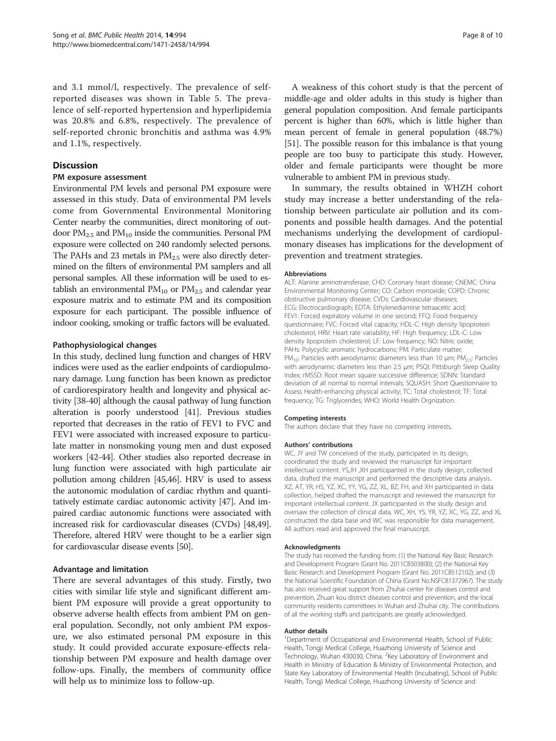and 3.1 mmol/l, respectively. The prevalence of self-reported diseases was shown in Table 5. The prevalence of self-reported hypertension and hyperlipidemia was 20.8% and 6.8%, respectively. The prevalence of self-reported chronic bronchitis and asthma was 4.9% and 1.1%, respectively.

## Discussion

### PM exposure assessment

Environmental PM levels and personal PM exposure were assessed in this study. Data of environmental PM levels come from Governmental Environmental Monitoring Center nearby the communities, direct monitoring of outdoor $PM_{2.5}$ and $PM_{10}$ inside the communities. Personal PM exposure were collected on 240 randomly selected persons. The PAHs and 23 metals in $PM_{2.5}$ were also directly determined on the filters of environmental PM samplers and all personal samples. All these information will be used to establish an environmental $PM_{10}$ or $PM_{2.5}$ and calendar year exposure matrix and to estimate PM and its composition exposure for each participant. The possible influence of indoor cooking, smoking or traffic factors will be evaluated.

### Pathophysiological changes

In this study, declined lung function and changes of HRV indices were used as the earlier endpoints of cardiopulmonary damage. Lung function has been known as predictor of cardiorespiratory health and longevity and physical activity [38-40] although the causal pathway of lung function alteration is poorly understood [41]. Previous studies reported that decreases in the ratio of FEV1 to FVC and FEV1 were associated with increased exposure to particulate matter in nonsmoking young men and dust exposed workers [42-44]. Other studies also reported decrease in lung function were associated with high particulate air pollution among children [45,46]. HRV is used to assess the autonomic modulation of cardiac rhythm and quantitatively estimate cardiac autonomic activity [47]. And impaired cardiac autonomic functions were associated with increased risk for cardiovascular diseases (CVDs) [48,49]. Therefore, altered HRV were thought to be a earlier sign for cardiovascular disease events [50].

### Advantage and limitation

There are several advantages of this study. Firstly, two cities with similar life style and significant different ambient PM exposure will provide a great opportunity to observe adverse health effects from ambient PM on general population. Secondly, not only ambient PM exposure, we also estimated personal PM exposure in this study. It could provided accurate exposure-effects relationship between PM exposure and health damage over follow-ups. Finally, the members of community office will help us to minimize loss to follow-up.

A weakness of this cohort study is that the percent of middle-age and older adults in this study is higher than general population composition. And female participants percent is higher than 60%, which is little higher than mean percent of female in general population (48.7%) [51]. The possible reason for this imbalance is that young people are too busy to participate this study. However, older and female participants were thought be more vulnerable to ambient PM in previous study.

In summary, the results obtained in WHZH cohort study may increase a better understanding of the relationship between particulate air pollution and its components and possible health damages. And the potential mechanisms underlying the development of cardiopulmonary diseases has implications for the development of prevention and treatment strategies.

#### Abbreviations

ALT: Alanine aminotransferase; CHD: Coronary heart disease; CNEMC: China Environmental Monitoring Center; CO: Carbon monoxide; COPD: Chronic obstructive pulmonary disease; CVDs: Cardiovascular diseases; ECG: Electrocardiograph; EDTA: Ethylenediamine tetraacetic acid; FEV1: Forced expiratory volume in one second; FFQ: Food frequency questionnaire; FVC: Forced vital capacity; HDL-C: High density lipoprotein cholesterol; HRV: Heart rate variability; HF: High frequency; LDL-C: Low density lipoprotein cholesterol; LF: Low frequency; NO: Nitric oxide; PAHs: Polycyclic aromatic hydrocarbons; PM: Particulate matter; $PM_{10}$: Particles with aerodynamic diameters less than 10 μm; $PM_{2.5}$: Particles with aerodynamic diameters less than 2.5 μm; PSQI: Pittsburgh Sleep Quality Index; rMSSD: Root mean square successive difference; SDNN: Standard deviation of all normal to normal intervals; SQUASH: Short Questionnaire to Assess Health-enhancing physical activity; TC: Total cholesterol; TF: Total frequency; TG: Triglycerides; WHO: World Health Orgnization.

#### Competing interests

The authors declare that they have no competing interests.

#### Authors' contributions

WC, JY and TW conceived of the study, participated in its design, coordinated the study and reviewed the manuscript for important intellectual content. YS,JH ,XH participanted in the study design, collected data, drafted the manuscript and performed the descriptive data analysis. XZ, AT, YR, HS, YZ, XC, YY, YG, ZZ, XL, BZ, FH, and XH participanted in data collection, helped drafted the manuscript and reviewed the manuscript for important intellectual content. JX participanted in the study design and oversaw the collection of clinical data. WC, XH, YS, YR, YZ, XC, YG, ZZ, and XL constructed the data base and WC was responsible for data management. All authors read and approved the final manuscript.

#### Acknowledgments

The study has received the funding from: (1) the National Key Basic Research and Development Program (Grant No. 2011CB503800); (2) the National Key Basic Research and Development Program (Grant No. 2011CB512102); and (3) the National Scientific Foundation of China (Grant No.NSFC81372967). The study has also received great support from Zhuhai center for diseases control and prevention, Zhuan kou district diseases control and prevention, and the local community residents committees in Wuhan and Zhuhai city. The contributions of all the working staffs and participants are greatly acknowledged.

#### Author details

[1]Department of Occupational and Environmental Health, School of Public Health, Tongji Medical College, Huazhong University of Science and Technology, Wuhan 430030, China. [2]Key Laboratory of Environment and Health in Ministry of Education & Ministry of Environmental Protection, and State Key Laboratory of Environmental Health (Incubating), School of Public Health, Tongji Medical College, Huazhong University of Science and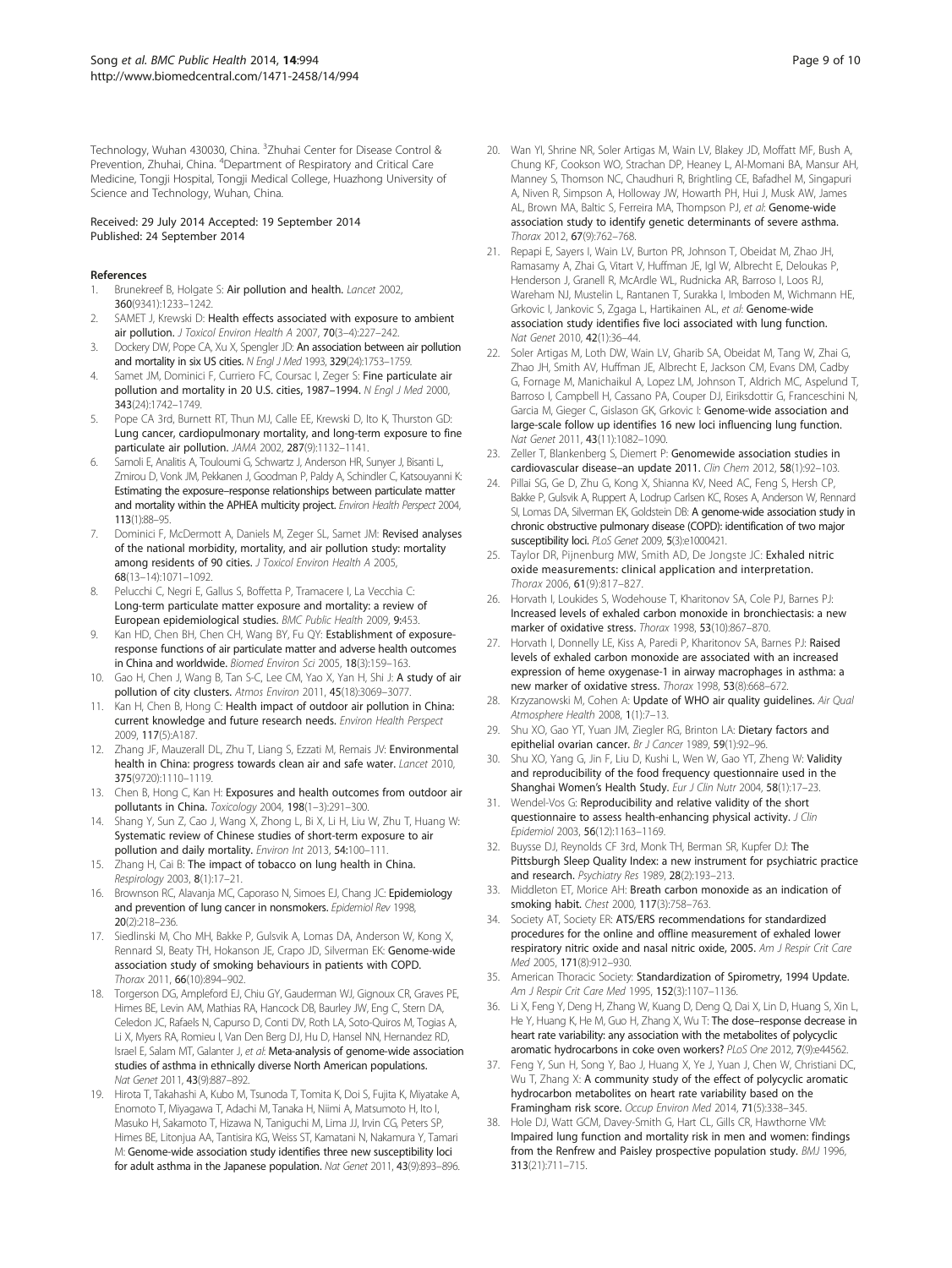Technology, Wuhan 430030, China. [3]Zhuhai Center for Disease Control & Prevention, Zhuhai, China. [4]Department of Respiratory and Critical Care Medicine, Tongji Hospital, Tongji Medical College, Huazhong University of Science and Technology, Wuhan, China.

Received: 29 July 2014 Accepted: 19 September 2014
Published: 24 September 2014

## References

1. Brunekreef B, Holgate S: **Air pollution and health.** *Lancet* 2002, **360**(9341):1233–1242.
2. SAMET J, Krewski D: **Health effects associated with exposure to ambient air pollution.** *J Toxicol Environ Health A* 2007, **70**(3–4):227–242.
3. Dockery DW, Pope CA, Xu X, Spengler JD: **An association between air pollution and mortality in six US cities.** *N Engl J Med* 1993, **329**(24):1753–1759.
4. Samet JM, Dominici F, Curriero FC, Coursac I, Zeger S: **Fine particulate air pollution and mortality in 20 U.S. cities, 1987–1994.** *N Engl J Med* 2000, **343**(24):1742–1749.
5. Pope CA 3rd, Burnett RT, Thun MJ, Calle EE, Krewski D, Ito K, Thurston GD: **Lung cancer, cardiopulmonary mortality, and long-term exposure to fine particulate air pollution.** *JAMA* 2002, **287**(9):1132–1141.
6. Samoli E, Analitis A, Touloumi G, Schwartz J, Anderson HR, Sunyer J, Bisanti L, Zmirou D, Vonk JM, Pekkanen J, Goodman P, Paldy A, Schindler C, Katsouyanni K: **Estimating the exposure–response relationships between particulate matter and mortality within the APHEA multicity project.** *Environ Health Perspect* 2004, **113**(1):88–95.
7. Dominici F, McDermott A, Daniels M, Zeger SL, Samet JM: **Revised analyses of the national morbidity, mortality, and air pollution study: mortality among residents of 90 cities.** *J Toxicol Environ Health A* 2005, **68**(13–14):1071–1092.
8. Pelucchi C, Negri E, Gallus S, Boffetta P, Tramacere I, La Vecchia C: **Long-term particulate matter exposure and mortality: a review of European epidemiological studies.** *BMC Public Health* 2009, **9**:453.
9. Kan HD, Chen BH, Chen CH, Wang BY, Fu QY: **Establishment of exposure-response functions of air particulate matter and adverse health outcomes in China and worldwide.** *Biomed Environ Sci* 2005, **18**(3):159–163.
10. Gao H, Chen J, Wang B, Tan S-C, Lee CM, Yao X, Yan H, Shi J: **A study of air pollution of city clusters.** *Atmos Environ* 2011, **45**(18):3069–3077.
11. Kan H, Chen B, Hong C: **Health impact of outdoor air pollution in China: current knowledge and future research needs.** *Environ Health Perspect* 2009, **117**(5):A187.
12. Zhang JF, Mauzerall DL, Zhu T, Liang S, Ezzati M, Remais JV: **Environmental health in China: progress towards clean air and safe water.** *Lancet* 2010, **375**(9720):1110–1119.
13. Chen B, Hong C, Kan H: **Exposures and health outcomes from outdoor air pollutants in China.** *Toxicology* 2004, **198**(1–3):291–300.
14. Shang Y, Sun Z, Cao J, Wang X, Zhong L, Bi X, Li H, Liu W, Zhu T, Huang W: **Systematic review of Chinese studies of short-term exposure to air pollution and daily mortality.** *Environ Int* 2013, **54**:100–111.
15. Zhang H, Cai B: **The impact of tobacco on lung health in China.** *Respirology* 2003, **8**(1):17–21.
16. Brownson RC, Alavanja MC, Caporaso N, Simoes EJ, Chang JC: **Epidemiology and prevention of lung cancer in nonsmokers.** *Epidemiol Rev* 1998, **20**(2):218–236.
17. Siedlinski M, Cho MH, Bakke P, Gulsvik A, Lomas DA, Anderson W, Kong X, Rennard SI, Beaty TH, Hokanson JE, Crapo JD, Silverman EK: **Genome-wide association study of smoking behaviours in patients with COPD.** *Thorax* 2011, **66**(10):894–902.
18. Torgerson DG, Ampleford EJ, Chiu GY, Gauderman WJ, Gignoux CR, Graves PE, Himes BE, Levin AM, Mathias RA, Hancock DB, Baurley JW, Eng C, Stern DA, Celedon JC, Rafaels N, Capurso D, Conti DV, Roth LA, Soto-Quiros M, Togias A, Li X, Myers RA, Romieu I, Van Den Berg DJ, Hu D, Hansel NN, Hernandez RD, Israel E, Salam MT, Galanter J, *et al*: **Meta-analysis of genome-wide association studies of asthma in ethnically diverse North American populations.** *Nat Genet* 2011, **43**(9):887–892.
19. Hirota T, Takahashi A, Kubo M, Tsunoda T, Tomita K, Doi S, Fujita K, Miyatake A, Enomoto T, Miyagawa T, Adachi M, Tanaka H, Niimi A, Matsumoto H, Ito I, Masuko H, Sakamoto T, Hizawa N, Taniguchi M, Lima JJ, Irvin CG, Peters SP, Himes BE, Litonjua AA, Tantisira KG, Weiss ST, Kamatani N, Nakamura Y, Tamari M: **Genome-wide association study identifies three new susceptibility loci for adult asthma in the Japanese population.** *Nat Genet* 2011, **43**(9):893–896.
20. Wan YI, Shrine NR, Soler Artigas M, Wain LV, Blakey JD, Moffatt MF, Bush A, Chung KF, Cookson WO, Strachan DP, Heaney L, Al-Momani BA, Mansur AH, Manney S, Thomson NC, Chaudhuri R, Brightling CE, Bafadhel M, Singapuri A, Niven R, Simpson A, Holloway JW, Howarth PH, Hui J, Musk AW, James AL, Brown MA, Baltic S, Ferreira MA, Thompson PJ, *et al*: **Genome-wide association study to identify genetic determinants of severe asthma.** *Thorax* 2012, **67**(9):762–768.
21. Repapi E, Sayers I, Wain LV, Burton PR, Johnson T, Obeidat M, Zhao JH, Ramasamy A, Zhai G, Vitart V, Huffman JE, Igl W, Albrecht E, Deloukas P, Henderson J, Granell R, McArdle WL, Rudnicka AR, Barroso I, Loos RJ, Wareham NJ, Mustelin L, Rantanen T, Surakka I, Imboden M, Wichmann HE, Grkovic I, Jankovic S, Zgaga L, Hartikainen AL, *et al*: **Genome-wide association study identifies five loci associated with lung function.** *Nat Genet* 2010, **42**(1):36–44.
22. Soler Artigas M, Loth DW, Wain LV, Gharib SA, Obeidat M, Tang W, Zhai G, Zhao JH, Smith AV, Huffman JE, Albrecht E, Jackson CM, Evans DM, Cadby G, Fornage M, Manichaikul A, Lopez LM, Johnson T, Aldrich MC, Aspelund T, Barroso I, Campbell H, Cassano PA, Couper DJ, Eiriksdottir G, Franceschini N, Garcia M, Gieger C, Gislason GK, Grkovic I: **Genome-wide association and large-scale follow up identifies 16 new loci influencing lung function.** *Nat Genet* 2011, **43**(11):1082–1090.
23. Zeller T, Blankenberg S, Diemert P: **Genomewide association studies in cardiovascular disease–an update 2011.** *Clin Chem* 2012, **58**(1):92–103.
24. Pillai SG, Ge D, Zhu G, Kong X, Shianna KV, Need AC, Feng S, Hersh CP, Bakke P, Gulsvik A, Ruppert A, Lodrup Carlsen KC, Roses A, Anderson W, Rennard SI, Lomas DA, Silverman EK, Goldstein DB: **A genome-wide association study in chronic obstructive pulmonary disease (COPD): identification of two major susceptibility loci.** *PLoS Genet* 2009, **5**(3):e1000421.
25. Taylor DR, Pijnenburg MW, Smith AD, De Jongste JC: **Exhaled nitric oxide measurements: clinical application and interpretation.** *Thorax* 2006, **61**(9):817–827.
26. Horvath I, Loukides S, Wodehouse T, Kharitonov SA, Cole PJ, Barnes PJ: **Increased levels of exhaled carbon monoxide in bronchiectasis: a new marker of oxidative stress.** *Thorax* 1998, **53**(10):867–870.
27. Horvath I, Donnelly LE, Kiss A, Paredi P, Kharitonov SA, Barnes PJ: **Raised levels of exhaled carbon monoxide are associated with an increased expression of heme oxygenase-1 in airway macrophages in asthma: a new marker of oxidative stress.** *Thorax* 1998, **53**(8):668–672.
28. Krzyzanowski M, Cohen A: **Update of WHO air quality guidelines.** *Air Qual Atmosphere Health* 2008, **1**(1):7–13.
29. Shu XO, Gao YT, Yuan JM, Ziegler RG, Brinton LA: **Dietary factors and epithelial ovarian cancer.** *Br J Cancer* 1989, **59**(1):92–96.
30. Shu XO, Yang G, Jin F, Liu D, Kushi L, Wen W, Gao YT, Zheng W: **Validity and reproducibility of the food frequency questionnaire used in the Shanghai Women's Health Study.** *Eur J Clin Nutr* 2004, **58**(1):17–23.
31. Wendel-Vos G: **Reproducibility and relative validity of the short questionnaire to assess health-enhancing physical activity.** *J Clin Epidemiol* 2003, **56**(12):1163–1169.
32. Buysse DJ, Reynolds CF 3rd, Monk TH, Berman SR, Kupfer DJ: **The Pittsburgh Sleep Quality Index: a new instrument for psychiatric practice and research.** *Psychiatry Res* 1989, **28**(2):193–213.
33. Middleton ET, Morice AH: **Breath carbon monoxide as an indication of smoking habit.** *Chest* 2000, **117**(3):758–763.
34. Society AT, Society ER: **ATS/ERS recommendations for standardized procedures for the online and offline measurement of exhaled lower respiratory nitric oxide and nasal nitric oxide, 2005.** *Am J Respir Crit Care Med* 2005, **171**(8):912–930.
35. American Thoracic Society: **Standardization of Spirometry, 1994 Update.** *Am J Respir Crit Care Med* 1995, **152**(3):1107–1136.
36. Li X, Feng Y, Deng H, Zhang W, Kuang D, Deng Q, Dai X, Lin D, Huang S, Xin L, He Y, Huang K, He M, Guo H, Zhang X, Wu T: **The dose–response decrease in heart rate variability: any association with the metabolites of polycyclic aromatic hydrocarbons in coke oven workers?** *PLoS One* 2012, **7**(9):e44562.
37. Feng Y, Sun H, Song Y, Bao J, Huang X, Ye J, Yuan J, Chen W, Christiani DC, Wu T, Zhang X: **A community study of the effect of polycyclic aromatic hydrocarbon metabolites on heart rate variability based on the Framingham risk score.** *Occup Environ Med* 2014, **71**(5):338–345.
38. Hole DJ, Watt GCM, Davey-Smith G, Hart CL, Gills CR, Hawthorne VM: **Impaired lung function and mortality risk in men and women: findings from the Renfrew and Paisley prospective population study.** *BMJ* 1996, **313**(21):711–715.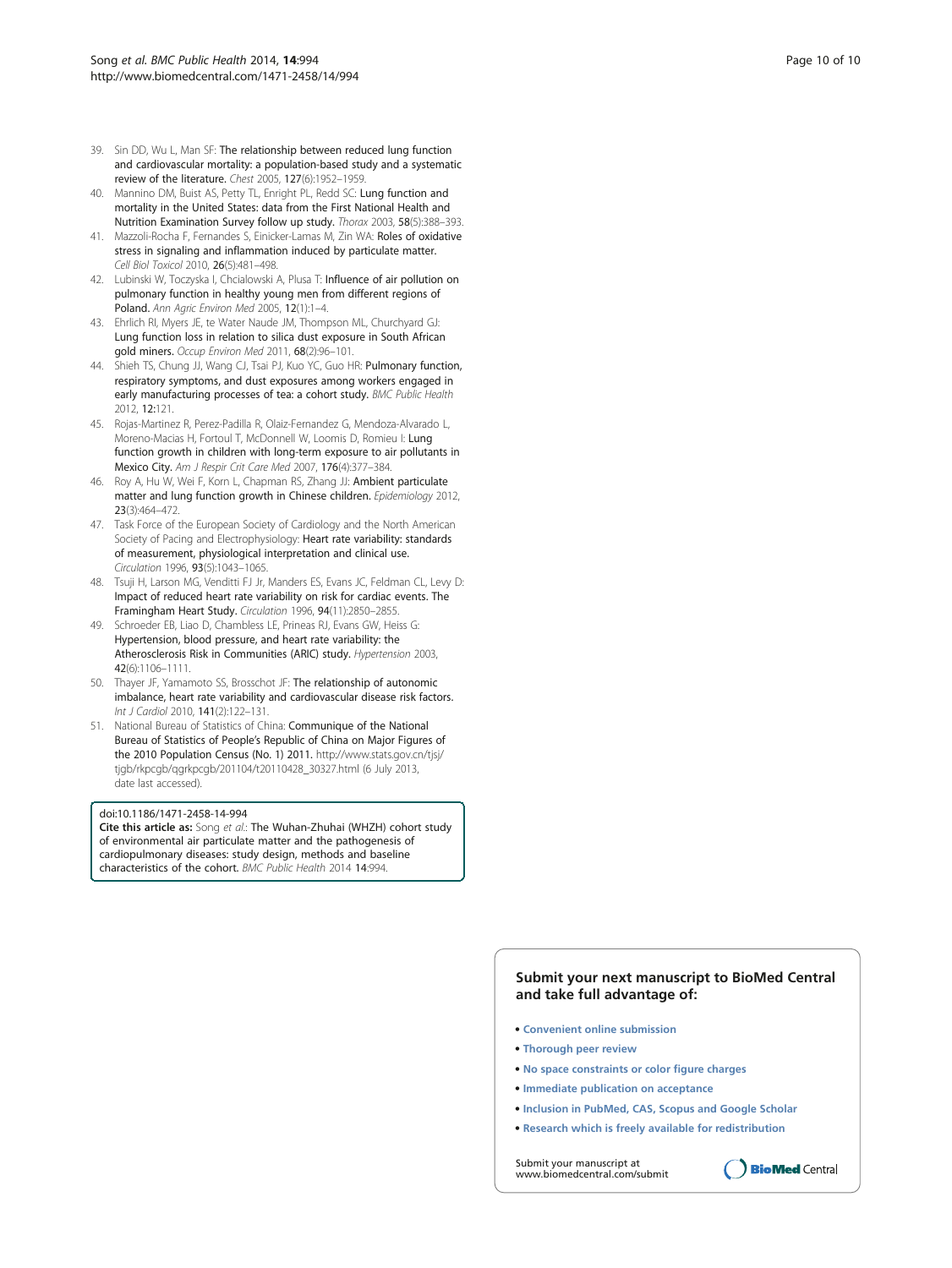39. Sin DD, Wu L, Man SF: **The relationship between reduced lung function and cardiovascular mortality: a population-based study and a systematic review of the literature.** *Chest* 2005, **127**(6):1952–1959.
40. Mannino DM, Buist AS, Petty TL, Enright PL, Redd SC: **Lung function and mortality in the United States: data from the First National Health and Nutrition Examination Survey follow up study.** *Thorax* 2003, **58**(5):388–393.
41. Mazzoli-Rocha F, Fernandes S, Einicker-Lamas M, Zin WA: **Roles of oxidative stress in signaling and inflammation induced by particulate matter.** *Cell Biol Toxicol* 2010, **26**(5):481–498.
42. Lubinski W, Toczyska I, Chcialowski A, Plusa T: **Influence of air pollution on pulmonary function in healthy young men from different regions of Poland.** *Ann Agric Environ Med* 2005, **12**(1):1–4.
43. Ehrlich RI, Myers JE, te Water Naude JM, Thompson ML, Churchyard GJ: **Lung function loss in relation to silica dust exposure in South African gold miners.** *Occup Environ Med* 2011, **68**(2):96–101.
44. Shieh TS, Chung JJ, Wang CJ, Tsai PJ, Kuo YC, Guo HR: **Pulmonary function, respiratory symptoms, and dust exposures among workers engaged in early manufacturing processes of tea: a cohort study.** *BMC Public Health* 2012, **12**:121.
45. Rojas-Martinez R, Perez-Padilla R, Olaiz-Fernandez G, Mendoza-Alvarado L, Moreno-Macias H, Fortoul T, McDonnell W, Loomis D, Romieu I: **Lung function growth in children with long-term exposure to air pollutants in Mexico City.** *Am J Respir Crit Care Med* 2007, **176**(4):377–384.
46. Roy A, Hu W, Wei F, Korn L, Chapman RS, Zhang JJ: **Ambient particulate matter and lung function growth in Chinese children.** *Epidemiology* 2012, **23**(3):464–472.
47. Task Force of the European Society of Cardiology and the North American Society of Pacing and Electrophysiology: **Heart rate variability: standards of measurement, physiological interpretation and clinical use.** *Circulation* 1996, **93**(5):1043–1065.
48. Tsuji H, Larson MG, Venditti FJ Jr, Manders ES, Evans JC, Feldman CL, Levy D: **Impact of reduced heart rate variability on risk for cardiac events. The Framingham Heart Study.** *Circulation* 1996, **94**(11):2850–2855.
49. Schroeder EB, Liao D, Chambless LE, Prineas RJ, Evans GW, Heiss G: **Hypertension, blood pressure, and heart rate variability: the Atherosclerosis Risk in Communities (ARIC) study.** *Hypertension* 2003, **42**(6):1106–1111.
50. Thayer JF, Yamamoto SS, Brosschot JF: **The relationship of autonomic imbalance, heart rate variability and cardiovascular disease risk factors.** *Int J Cardiol* 2010, **141**(2):122–131.
51. National Bureau of Statistics of China: **Communique of the National Bureau of Statistics of People's Republic of China on Major Figures of the 2010 Population Census (No. 1) 2011.** http://www.stats.gov.cn/tjsj/tjgb/rkpcgb/qgrkpcgb/201104/t20110428_30327.html (6 July 2013, date last accessed).

doi:10.1186/1471-2458-14-994

**Cite this article as:** Song *et al.*: The Wuhan-Zhuhai (WHZH) cohort study of environmental air particulate matter and the pathogenesis of cardiopulmonary diseases: study design, methods and baseline characteristics of the cohort. *BMC Public Health* 2014 **14**:994.

**Submit your next manuscript to BioMed Central and take full advantage of:**

- **Convenient online submission**
- **Thorough peer review**
- **No space constraints or color figure charges**
- **Immediate publication on acceptance**
- **Inclusion in PubMed, CAS, Scopus and Google Scholar**
- **Research which is freely available for redistribution**

Submit your manuscript at www.biomedcentral.com/submit

BioMed Central